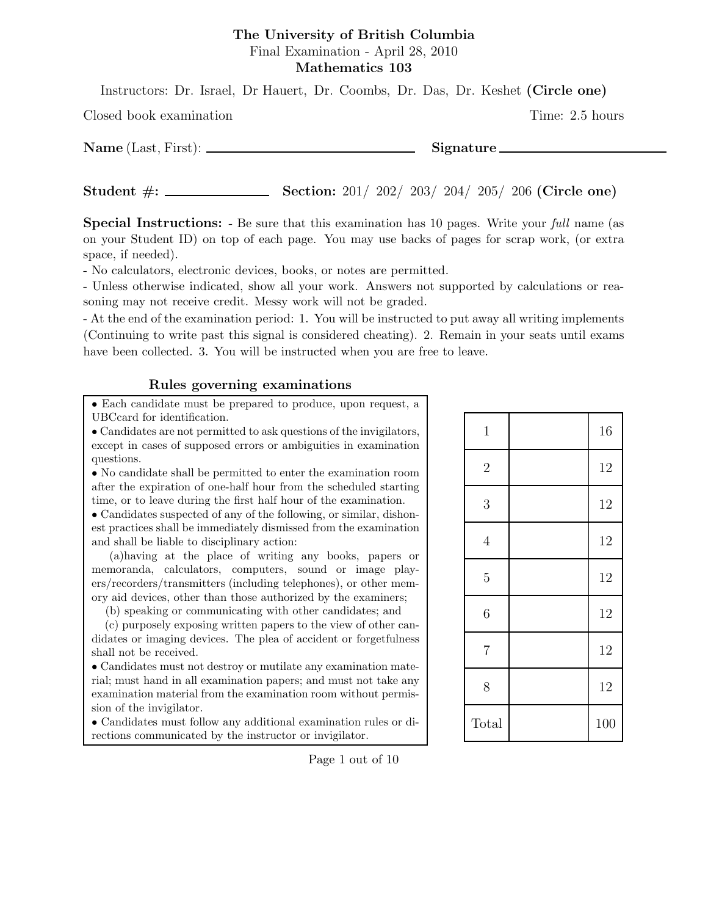**The University of British Columbia**

Final Examination - April 28, 2010

**Mathematics 103**

Instructors: Dr. Israel, Dr Hauert, Dr. Coombs, Dr. Das, Dr. Keshet **(Circle one)**

Closed book examination Time: 2.5 hours

**Name** (Last, First): ____________________ **Signature** ____________________

**Student #:** ____________ **Section:** 201/ 202/ 203/ 204/ 205/ 206 **(Circle one)**

**Special Instructions:** - Be sure that this examination has 10 pages. Write your *full* name (as on your Student ID) on top of each page. You may use backs of pages for scrap work, (or extra space, if needed).

- No calculators, electronic devices, books, or notes are permitted.

- Unless otherwise indicated, show all your work. Answers not supported by calculations or reasoning may not receive credit. Messy work will not be graded.

- At the end of the examination period: 1. You will be instructed to put away all writing implements (Continuing to write past this signal is considered cheating). 2. Remain in your seats until exams have been collected. 3. You will be instructed when you are free to leave.

**Rules governing examinations**

- Each candidate must be prepared to produce, upon request, a UBCcard for identification.
- Candidates are not permitted to ask questions of the invigilators, except in cases of supposed errors or ambiguities in examination questions.
- No candidate shall be permitted to enter the examination room after the expiration of one-half hour from the scheduled starting time, or to leave during the first half hour of the examination.
- Candidates suspected of any of the following, or similar, dishonest practices shall be immediately dismissed from the examination and shall be liable to disciplinary action:

  (a)having at the place of writing any books, papers or memoranda, calculators, computers, sound or image players/recorders/transmitters (including telephones), or other memory aid devices, other than those authorized by the examiners;

  (b) speaking or communicating with other candidates; and

  (c) purposely exposing written papers to the view of other candidates or imaging devices. The plea of accident or forgetfulness shall not be received.
- Candidates must not destroy or mutilate any examination material; must hand in all examination papers; and must not take any examination material from the examination room without permission of the invigilator.
- Candidates must follow any additional examination rules or directions communicated by the instructor or invigilator.

| | | |
|---|---|---|
| 1 | | 16 |
| 2 | | 12 |
| 3 | | 12 |
| 4 | | 12 |
| 5 | | 12 |
| 6 | | 12 |
| 7 | | 12 |
| 8 | | 12 |
| Total | | 100 |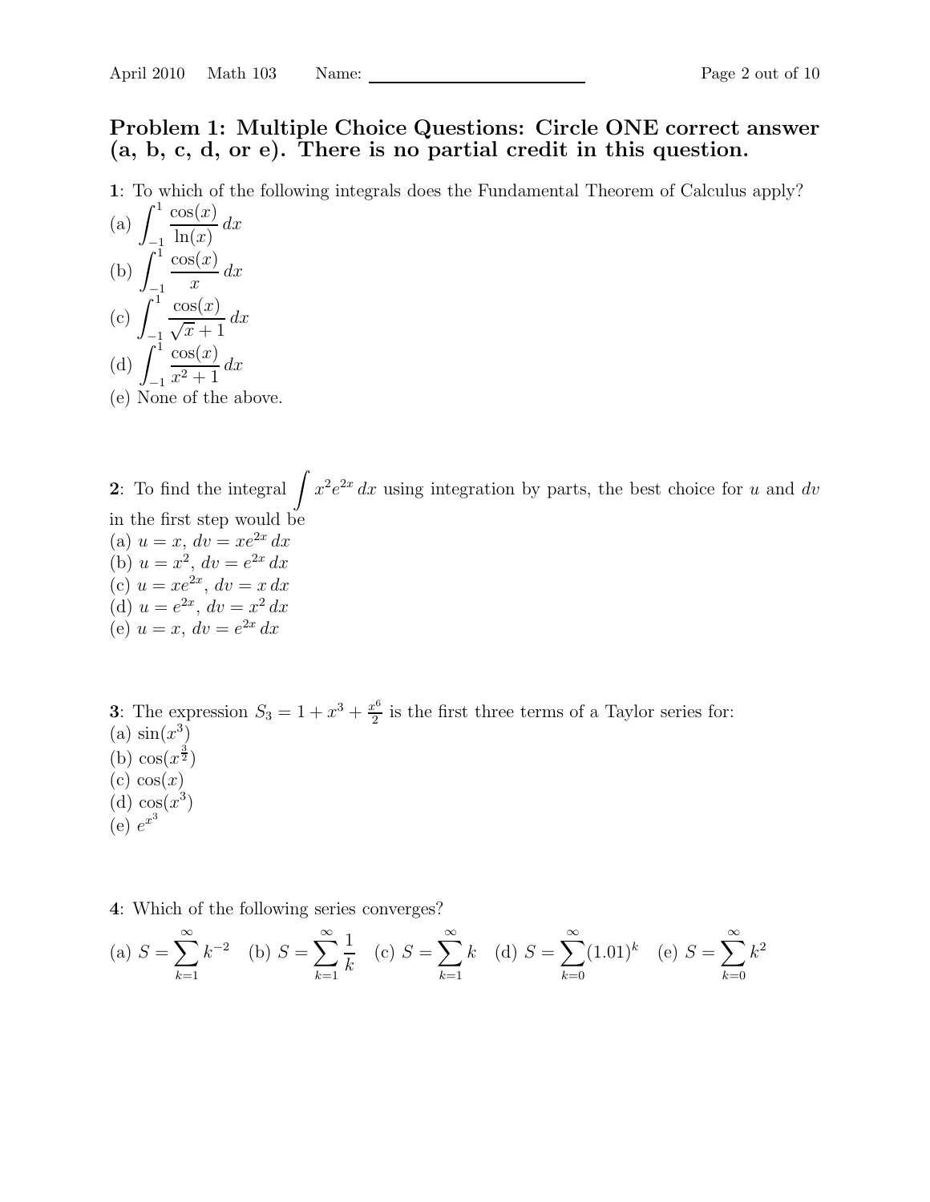## Problem 1: Multiple Choice Questions: Circle ONE correct answer (a, b, c, d, or e). There is no partial credit in this question.

**1**: To which of the following integrals does the Fundamental Theorem of Calculus apply?

(a) $\displaystyle\int_{-1}^{1} \frac{\cos(x)}{\ln(x)}\,dx$

(b) $\displaystyle\int_{-1}^{1} \frac{\cos(x)}{x}\,dx$

(c) $\displaystyle\int_{-1}^{1} \frac{\cos(x)}{\sqrt{x}+1}\,dx$

(d) $\displaystyle\int_{-1}^{1} \frac{\cos(x)}{x^2+1}\,dx$

(e) None of the above.

**2**: To find the integral $\displaystyle\int x^2 e^{2x}\,dx$ using integration by parts, the best choice for $u$ and $dv$ in the first step would be

(a) $u = x$, $dv = xe^{2x}\,dx$

(b) $u = x^2$, $dv = e^{2x}\,dx$

(c) $u = xe^{2x}$, $dv = x\,dx$

(d) $u = e^{2x}$, $dv = x^2\,dx$

(e) $u = x$, $dv = e^{2x}\,dx$

**3**: The expression $S_3 = 1 + x^3 + \frac{x^6}{2}$ is the first three terms of a Taylor series for:

(a) $\sin(x^3)$

(b) $\cos(x^{\frac{3}{2}})$

(c) $\cos(x)$

(d) $\cos(x^3)$

(e) $e^{x^3}$

**4**: Which of the following series converges?

(a) $S = \displaystyle\sum_{k=1}^{\infty} k^{-2}$ (b) $S = \displaystyle\sum_{k=1}^{\infty} \frac{1}{k}$ (c) $S = \displaystyle\sum_{k=1}^{\infty} k$ (d) $S = \displaystyle\sum_{k=0}^{\infty} (1.01)^k$ (e) $S = \displaystyle\sum_{k=0}^{\infty} k^2$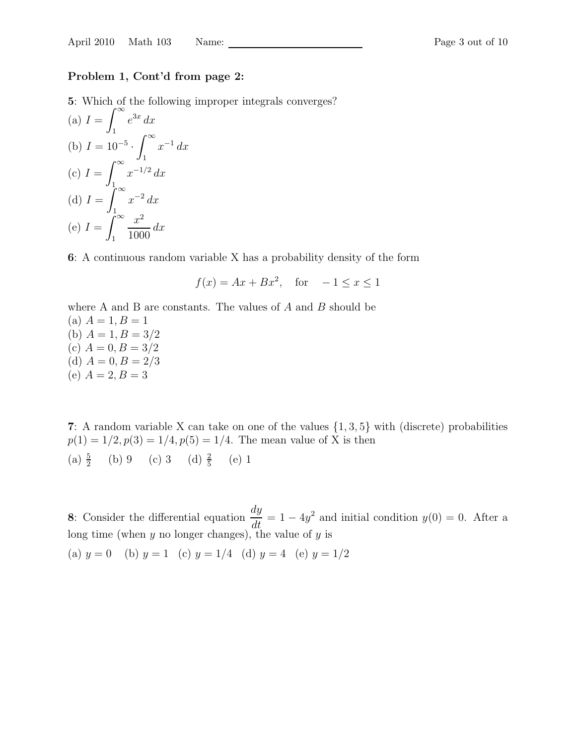**Problem 1, Cont'd from page 2:**

**5**: Which of the following improper integrals converges?

(a) $I = \int_1^\infty e^{3x}\,dx$

(b) $I = 10^{-5} \cdot \int_1^\infty x^{-1}\,dx$

(c) $I = \int_1^\infty x^{-1/2}\,dx$

(d) $I = \int_1^\infty x^{-2}\,dx$

(e) $I = \int_1^\infty \frac{x^2}{1000}\,dx$

**6**: A continuous random variable X has a probability density of the form

$$f(x) = Ax + Bx^2, \quad \text{for} \quad -1 \leq x \leq 1$$

where A and B are constants. The values of $A$ and $B$ should be

(a) $A = 1, B = 1$

(b) $A = 1, B = 3/2$

(c) $A = 0, B = 3/2$

(d) $A = 0, B = 2/3$

(e) $A = 2, B = 3$

**7**: A random variable X can take on one of the values $\{1, 3, 5\}$ with (discrete) probabilities $p(1) = 1/2, p(3) = 1/4, p(5) = 1/4$. The mean value of X is then

(a) $\frac{5}{2}$ (b) 9 (c) 3 (d) $\frac{2}{5}$ (e) 1

**8**: Consider the differential equation $\frac{dy}{dt} = 1 - 4y^2$ and initial condition $y(0) = 0$. After a long time (when $y$ no longer changes), the value of $y$ is

(a) $y = 0$ (b) $y = 1$ (c) $y = 1/4$ (d) $y = 4$ (e) $y = 1/2$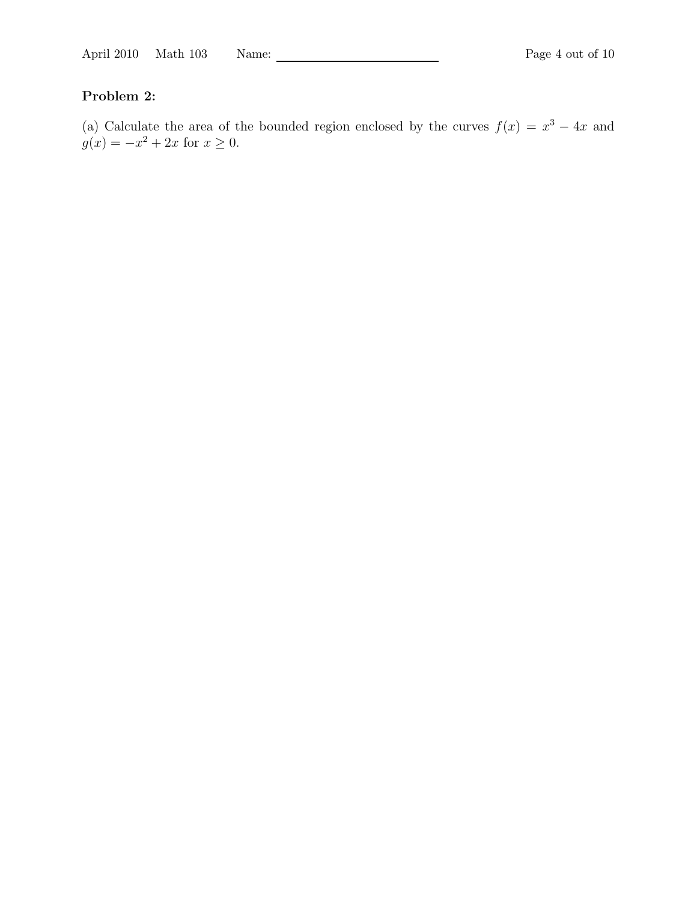**Problem 2:**

(a) Calculate the area of the bounded region enclosed by the curves $f(x) = x^3 - 4x$ and $g(x) = -x^2 + 2x$ for $x \geq 0$.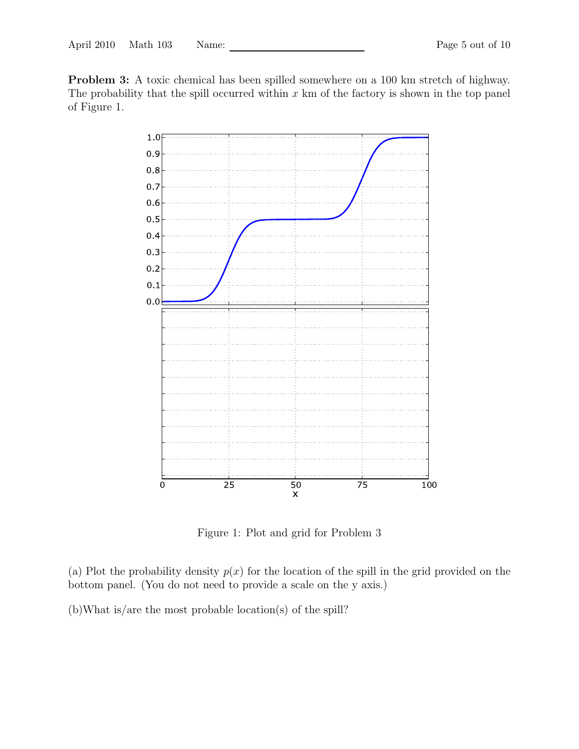**Problem 3:** A toxic chemical has been spilled somewhere on a 100 km stretch of highway. The probability that the spill occurred within $x$ km of the factory is shown in the top panel of Figure 1.

Figure 1: Plot and grid for Problem 3

(a) Plot the probability density $p(x)$ for the location of the spill in the grid provided on the bottom panel. (You do not need to provide a scale on the y axis.)

(b)What is/are the most probable location(s) of the spill?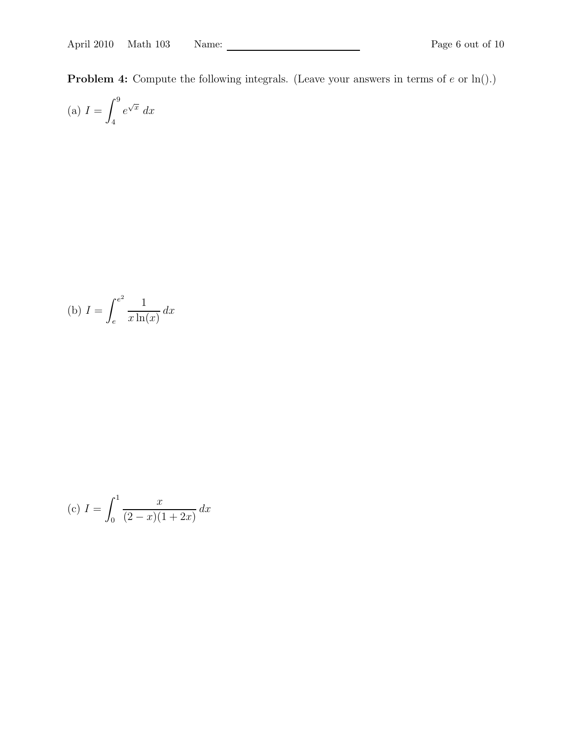**Problem 4:** Compute the following integrals. (Leave your answers in terms of $e$ or $\ln()$.)

(a) $I = \displaystyle\int_4^9 e^{\sqrt{x}}\, dx$

(b) $I = \displaystyle\int_e^{e^2} \frac{1}{x\ln(x)}\, dx$

(c) $I = \displaystyle\int_0^1 \frac{x}{(2-x)(1+2x)}\, dx$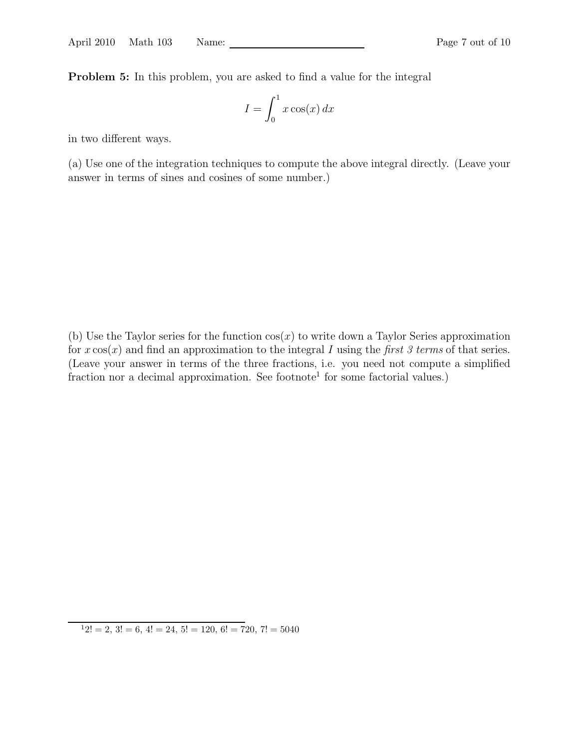**Problem 5:** In this problem, you are asked to find a value for the integral

$$I = \int_0^1 x \cos(x)\, dx$$

in two different ways.

(a) Use one of the integration techniques to compute the above integral directly. (Leave your answer in terms of sines and cosines of some number.)

(b) Use the Taylor series for the function $\cos(x)$ to write down a Taylor Series approximation for $x \cos(x)$ and find an approximation to the integral $I$ using the *first 3 terms* of that series. (Leave your answer in terms of the three fractions, i.e. you need not compute a simplified fraction nor a decimal approximation. See footnote[1] for some factorial values.)

[1] $2! = 2$, $3! = 6$, $4! = 24$, $5! = 120$, $6! = 720$, $7! = 5040$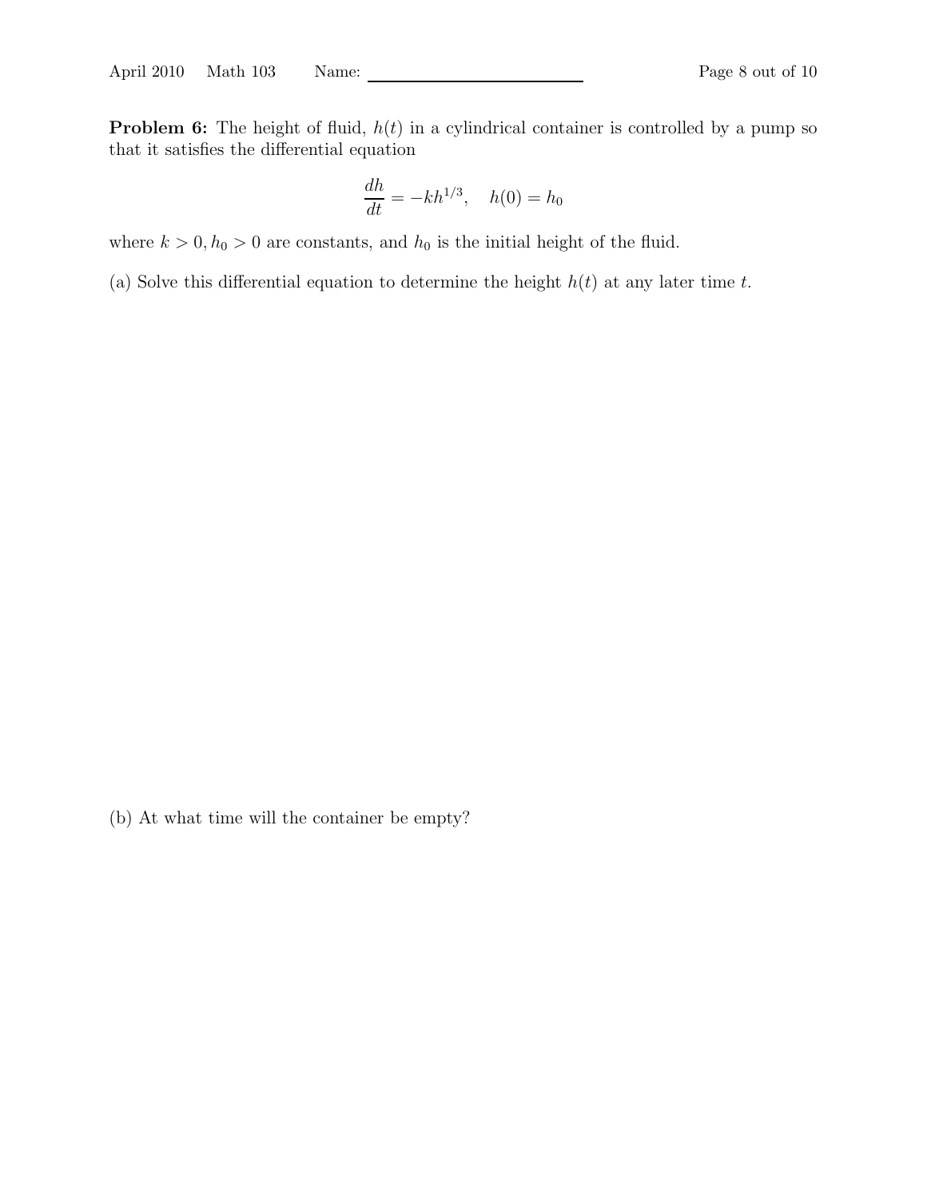**Problem 6:** The height of fluid, $h(t)$ in a cylindrical container is controlled by a pump so that it satisfies the differential equation

$$\frac{dh}{dt} = -kh^{1/3}, \quad h(0) = h_0$$

where $k > 0, h_0 > 0$ are constants, and $h_0$ is the initial height of the fluid.

(a) Solve this differential equation to determine the height $h(t)$ at any later time $t$.

(b) At what time will the container be empty?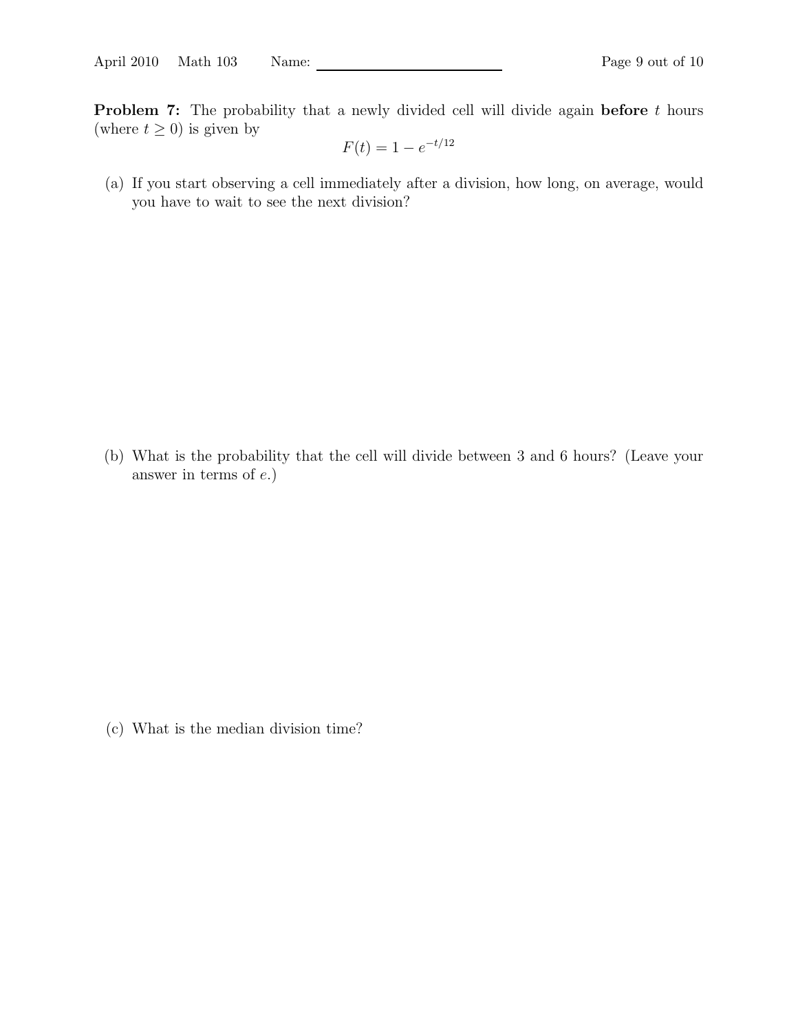**Problem 7:** The probability that a newly divided cell will divide again **before** $t$ hours (where $t \geq 0$) is given by

$$F(t) = 1 - e^{-t/12}$$

(a) If you start observing a cell immediately after a division, how long, on average, would you have to wait to see the next division?

(b) What is the probability that the cell will divide between 3 and 6 hours? (Leave your answer in terms of $e$.)

(c) What is the median division time?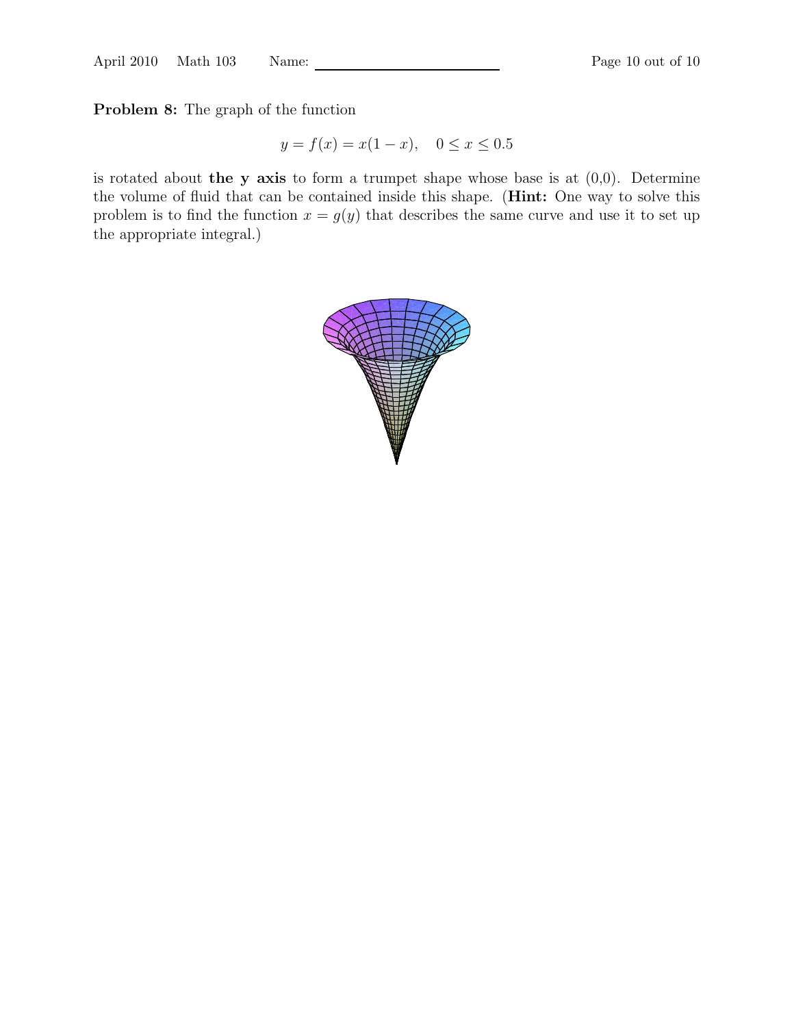**Problem 8:** The graph of the function

$$y = f(x) = x(1 - x), \quad 0 \le x \le 0.5$$

is rotated about **the y axis** to form a trumpet shape whose base is at (0,0). Determine the volume of fluid that can be contained inside this shape. (**Hint:** One way to solve this problem is to find the function $x = g(y)$ that describes the same curve and use it to set up the appropriate integral.)